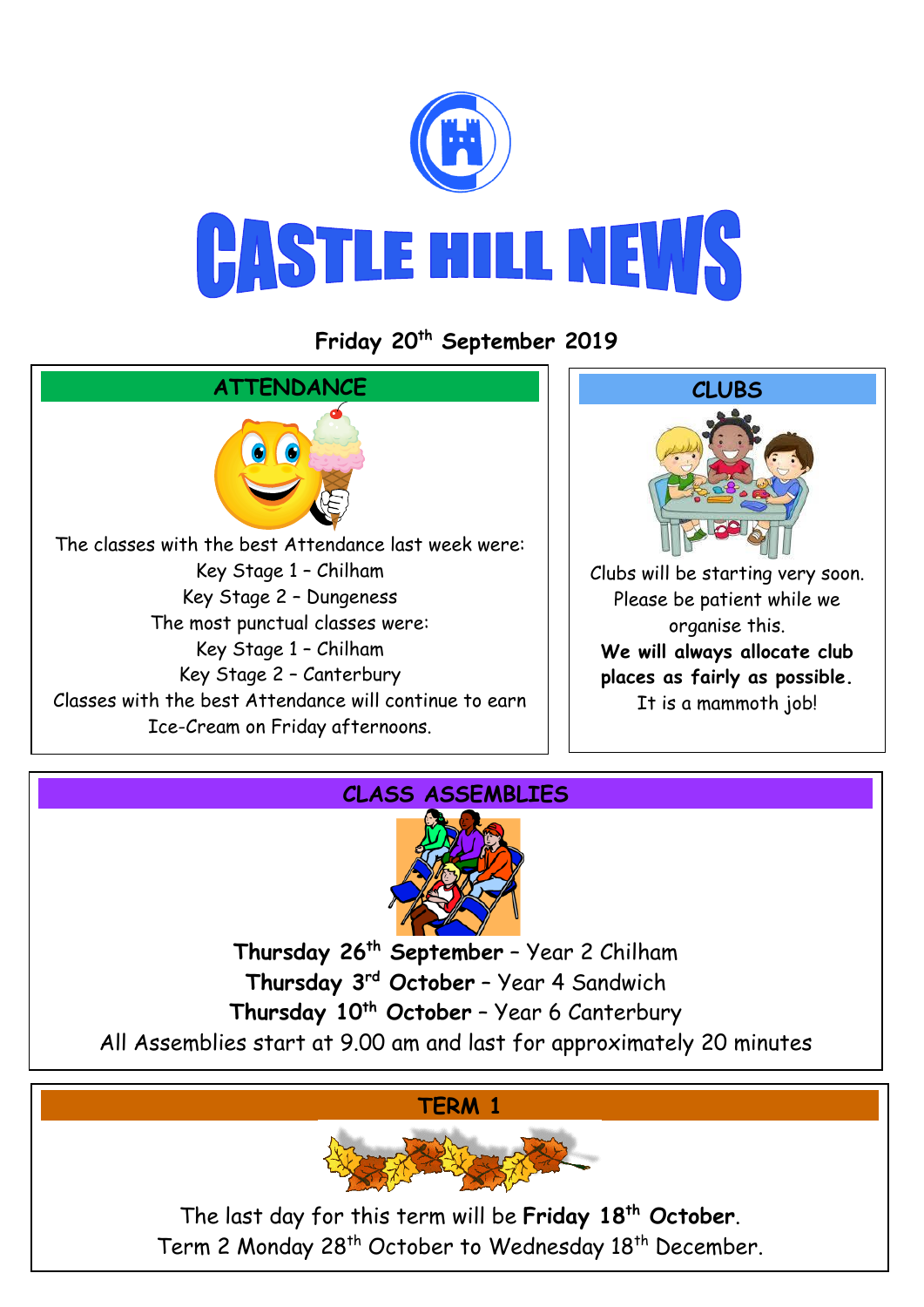# CASTLE HILL NEWS

**Friday 20th September 2019**

## ATTENDANCE

The classes with the best Attendance last week were:
Key Stage 1 – Chilham
Key Stage 2 – Dungeness
The most punctual classes were:
Key Stage 1 – Chilham
Key Stage 2 – Canterbury
Classes with the best Attendance will continue to earn Ice-Cream on Friday afternoons.

## CLUBS

Clubs will be starting very soon. Please be patient while we organise this.
**We will always allocate club places as fairly as possible.**
It is a mammoth job!

## CLASS ASSEMBLIES

**Thursday 26th September** – Year 2 Chilham
**Thursday 3rd October** – Year 4 Sandwich
**Thursday 10th October** – Year 6 Canterbury
All Assemblies start at 9.00 am and last for approximately 20 minutes

## TERM 1

The last day for this term will be **Friday 18th October**.
Term 2 Monday 28th October to Wednesday 18th December.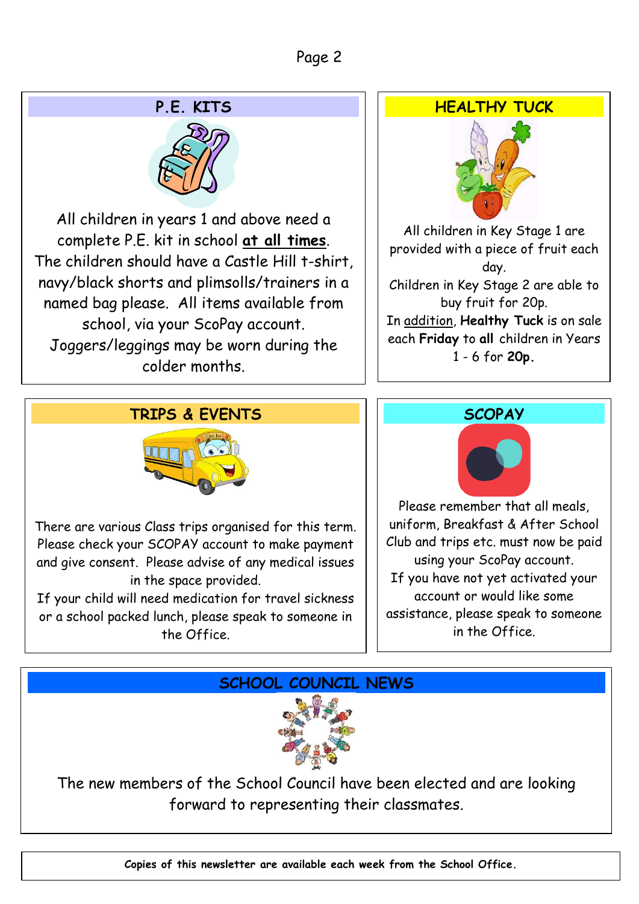## P.E. KITS

All children in years 1 and above need a complete P.E. kit in school **at all times**. The children should have a Castle Hill t-shirt, navy/black shorts and plimsolls/trainers in a named bag please. All items available from school, via your ScoPay account. Joggers/leggings may be worn during the colder months.

## HEALTHY TUCK

All children in Key Stage 1 are provided with a piece of fruit each day.
Children in Key Stage 2 are able to buy fruit for 20p.
In addition, **Healthy Tuck** is on sale each **Friday** to **all** children in Years 1 - 6 for **20p.**

## TRIPS & EVENTS

There are various Class trips organised for this term. Please check your SCOPAY account to make payment and give consent. Please advise of any medical issues in the space provided.
If your child will need medication for travel sickness or a school packed lunch, please speak to someone in the Office.

## SCOPAY

Please remember that all meals, uniform, Breakfast & After School Club and trips etc. must now be paid using your ScoPay account.
If you have not yet activated your account or would like some assistance, please speak to someone in the Office.

## SCHOOL COUNCIL NEWS

The new members of the School Council have been elected and are looking forward to representing their classmates.

**Copies of this newsletter are available each week from the School Office.**